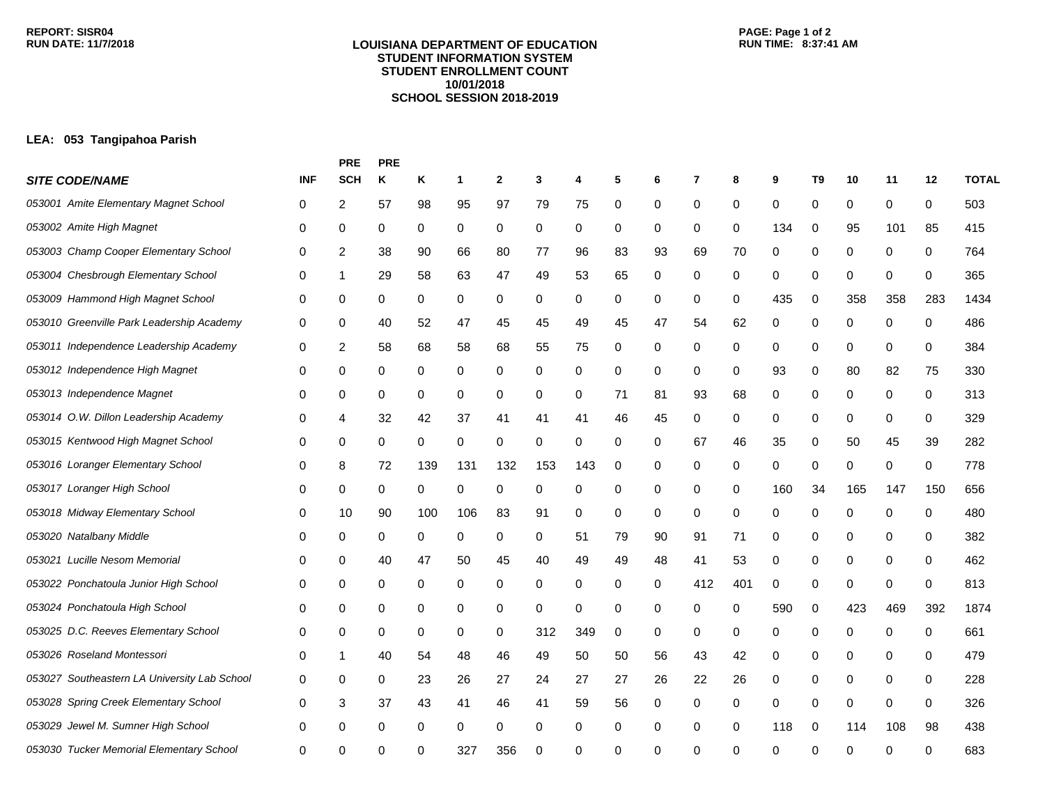REPORT: SISR04
RUN DATE: 11/7/2018

# LOUISIANA DEPARTMENT OF EDUCATION
## STUDENT INFORMATION SYSTEM
## STUDENT ENROLLMENT COUNT
## 10/01/2018
## SCHOOL SESSION 2018-2019

RUN TIME: 8:37:41 AM

**LEA: 053 Tangipahoa Parish**

| *SITE CODE/NAME* | INF | PRE SCH | PRE K | K | 1 | 2 | 3 | 4 | 5 | 6 | 7 | 8 | 9 | T9 | 10 | 11 | 12 | TOTAL |
|---|---|---|---|---|---|---|---|---|---|---|---|---|---|---|---|---|---|---|
| *053001 Amite Elementary Magnet School* | 0 | 2 | 57 | 98 | 95 | 97 | 79 | 75 | 0 | 0 | 0 | 0 | 0 | 0 | 0 | 0 | 0 | 503 |
| *053002 Amite High Magnet* | 0 | 0 | 0 | 0 | 0 | 0 | 0 | 0 | 0 | 0 | 0 | 0 | 134 | 0 | 95 | 101 | 85 | 415 |
| *053003 Champ Cooper Elementary School* | 0 | 2 | 38 | 90 | 66 | 80 | 77 | 96 | 83 | 93 | 69 | 70 | 0 | 0 | 0 | 0 | 0 | 764 |
| *053004 Chesbrough Elementary School* | 0 | 1 | 29 | 58 | 63 | 47 | 49 | 53 | 65 | 0 | 0 | 0 | 0 | 0 | 0 | 0 | 0 | 365 |
| *053009 Hammond High Magnet School* | 0 | 0 | 0 | 0 | 0 | 0 | 0 | 0 | 0 | 0 | 0 | 0 | 435 | 0 | 358 | 358 | 283 | 1434 |
| *053010 Greenville Park Leadership Academy* | 0 | 0 | 40 | 52 | 47 | 45 | 45 | 49 | 45 | 47 | 54 | 62 | 0 | 0 | 0 | 0 | 0 | 486 |
| *053011 Independence Leadership Academy* | 0 | 2 | 58 | 68 | 58 | 68 | 55 | 75 | 0 | 0 | 0 | 0 | 0 | 0 | 0 | 0 | 0 | 384 |
| *053012 Independence High Magnet* | 0 | 0 | 0 | 0 | 0 | 0 | 0 | 0 | 0 | 0 | 0 | 0 | 93 | 0 | 80 | 82 | 75 | 330 |
| *053013 Independence Magnet* | 0 | 0 | 0 | 0 | 0 | 0 | 0 | 0 | 71 | 81 | 93 | 68 | 0 | 0 | 0 | 0 | 0 | 313 |
| *053014 O.W. Dillon Leadership Academy* | 0 | 4 | 32 | 42 | 37 | 41 | 41 | 41 | 46 | 45 | 0 | 0 | 0 | 0 | 0 | 0 | 0 | 329 |
| *053015 Kentwood High Magnet School* | 0 | 0 | 0 | 0 | 0 | 0 | 0 | 0 | 0 | 0 | 67 | 46 | 35 | 0 | 50 | 45 | 39 | 282 |
| *053016 Loranger Elementary School* | 0 | 8 | 72 | 139 | 131 | 132 | 153 | 143 | 0 | 0 | 0 | 0 | 0 | 0 | 0 | 0 | 0 | 778 |
| *053017 Loranger High School* | 0 | 0 | 0 | 0 | 0 | 0 | 0 | 0 | 0 | 0 | 0 | 0 | 160 | 34 | 165 | 147 | 150 | 656 |
| *053018 Midway Elementary School* | 0 | 10 | 90 | 100 | 106 | 83 | 91 | 0 | 0 | 0 | 0 | 0 | 0 | 0 | 0 | 0 | 0 | 480 |
| *053020 Natalbany Middle* | 0 | 0 | 0 | 0 | 0 | 0 | 0 | 51 | 79 | 90 | 91 | 71 | 0 | 0 | 0 | 0 | 0 | 382 |
| *053021 Lucille Nesom Memorial* | 0 | 0 | 40 | 47 | 50 | 45 | 40 | 49 | 49 | 48 | 41 | 53 | 0 | 0 | 0 | 0 | 0 | 462 |
| *053022 Ponchatoula Junior High School* | 0 | 0 | 0 | 0 | 0 | 0 | 0 | 0 | 0 | 0 | 412 | 401 | 0 | 0 | 0 | 0 | 0 | 813 |
| *053024 Ponchatoula High School* | 0 | 0 | 0 | 0 | 0 | 0 | 0 | 0 | 0 | 0 | 0 | 0 | 590 | 0 | 423 | 469 | 392 | 1874 |
| *053025 D.C. Reeves Elementary School* | 0 | 0 | 0 | 0 | 0 | 0 | 312 | 349 | 0 | 0 | 0 | 0 | 0 | 0 | 0 | 0 | 0 | 661 |
| *053026 Roseland Montessori* | 0 | 1 | 40 | 54 | 48 | 46 | 49 | 50 | 50 | 56 | 43 | 42 | 0 | 0 | 0 | 0 | 0 | 479 |
| *053027 Southeastern LA University Lab School* | 0 | 0 | 0 | 23 | 26 | 27 | 24 | 27 | 27 | 26 | 22 | 26 | 0 | 0 | 0 | 0 | 0 | 228 |
| *053028 Spring Creek Elementary School* | 0 | 3 | 37 | 43 | 41 | 46 | 41 | 59 | 56 | 0 | 0 | 0 | 0 | 0 | 0 | 0 | 0 | 326 |
| *053029 Jewel M. Sumner High School* | 0 | 0 | 0 | 0 | 0 | 0 | 0 | 0 | 0 | 0 | 0 | 0 | 118 | 0 | 114 | 108 | 98 | 438 |
| *053030 Tucker Memorial Elementary School* | 0 | 0 | 0 | 0 | 327 | 356 | 0 | 0 | 0 | 0 | 0 | 0 | 0 | 0 | 0 | 0 | 0 | 683 |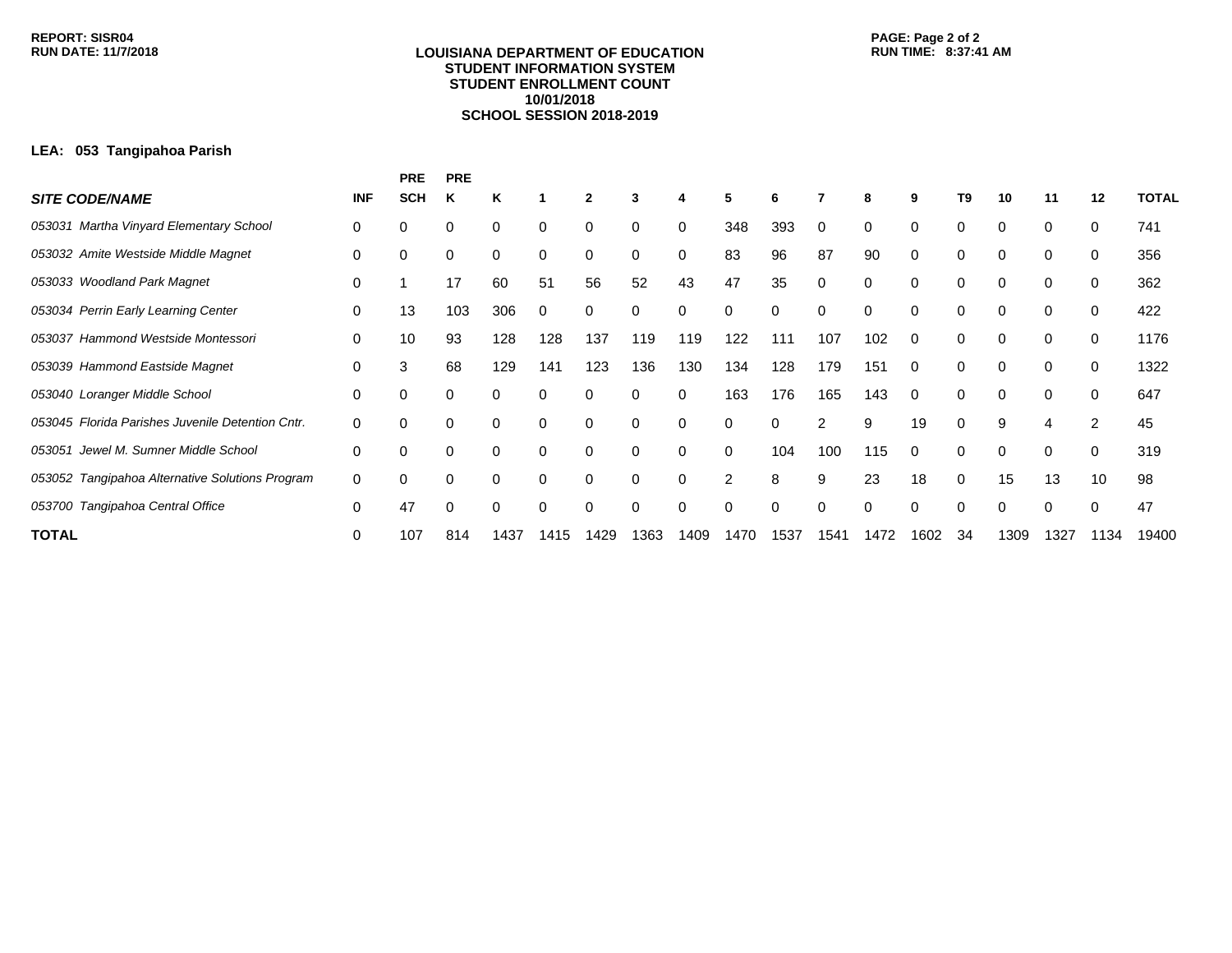REPORT: SISR04
RUN DATE: 11/7/2018

**LOUISIANA DEPARTMENT OF EDUCATION**
**STUDENT INFORMATION SYSTEM**
**STUDENT ENROLLMENT COUNT**
**10/01/2018**
**SCHOOL SESSION 2018-2019**

RUN TIME: 8:37:41 AM

**LEA: 053 Tangipahoa Parish**

| *SITE CODE/NAME* | INF | PRE SCH | PRE K | K | 1 | 2 | 3 | 4 | 5 | 6 | 7 | 8 | 9 | T9 | 10 | 11 | 12 | TOTAL |
|---|---|---|---|---|---|---|---|---|---|---|---|---|---|---|---|---|---|---|
| *053031 Martha Vinyard Elementary School* | 0 | 0 | 0 | 0 | 0 | 0 | 0 | 0 | 348 | 393 | 0 | 0 | 0 | 0 | 0 | 0 | 0 | 741 |
| *053032 Amite Westside Middle Magnet* | 0 | 0 | 0 | 0 | 0 | 0 | 0 | 0 | 83 | 96 | 87 | 90 | 0 | 0 | 0 | 0 | 0 | 356 |
| *053033 Woodland Park Magnet* | 0 | 1 | 17 | 60 | 51 | 56 | 52 | 43 | 47 | 35 | 0 | 0 | 0 | 0 | 0 | 0 | 0 | 362 |
| *053034 Perrin Early Learning Center* | 0 | 13 | 103 | 306 | 0 | 0 | 0 | 0 | 0 | 0 | 0 | 0 | 0 | 0 | 0 | 0 | 0 | 422 |
| *053037 Hammond Westside Montessori* | 0 | 10 | 93 | 128 | 128 | 137 | 119 | 119 | 122 | 111 | 107 | 102 | 0 | 0 | 0 | 0 | 0 | 1176 |
| *053039 Hammond Eastside Magnet* | 0 | 3 | 68 | 129 | 141 | 123 | 136 | 130 | 134 | 128 | 179 | 151 | 0 | 0 | 0 | 0 | 0 | 1322 |
| *053040 Loranger Middle School* | 0 | 0 | 0 | 0 | 0 | 0 | 0 | 0 | 163 | 176 | 165 | 143 | 0 | 0 | 0 | 0 | 0 | 647 |
| *053045 Florida Parishes Juvenile Detention Cntr.* | 0 | 0 | 0 | 0 | 0 | 0 | 0 | 0 | 0 | 0 | 2 | 9 | 19 | 0 | 9 | 4 | 2 | 45 |
| *053051 Jewel M. Sumner Middle School* | 0 | 0 | 0 | 0 | 0 | 0 | 0 | 0 | 0 | 104 | 100 | 115 | 0 | 0 | 0 | 0 | 0 | 319 |
| *053052 Tangipahoa Alternative Solutions Program* | 0 | 0 | 0 | 0 | 0 | 0 | 0 | 0 | 2 | 8 | 9 | 23 | 18 | 0 | 15 | 13 | 10 | 98 |
| *053700 Tangipahoa Central Office* | 0 | 47 | 0 | 0 | 0 | 0 | 0 | 0 | 0 | 0 | 0 | 0 | 0 | 0 | 0 | 0 | 0 | 47 |
| **TOTAL** | 0 | 107 | 814 | 1437 | 1415 | 1429 | 1363 | 1409 | 1470 | 1537 | 1541 | 1472 | 1602 | 34 | 1309 | 1327 | 1134 | 19400 |